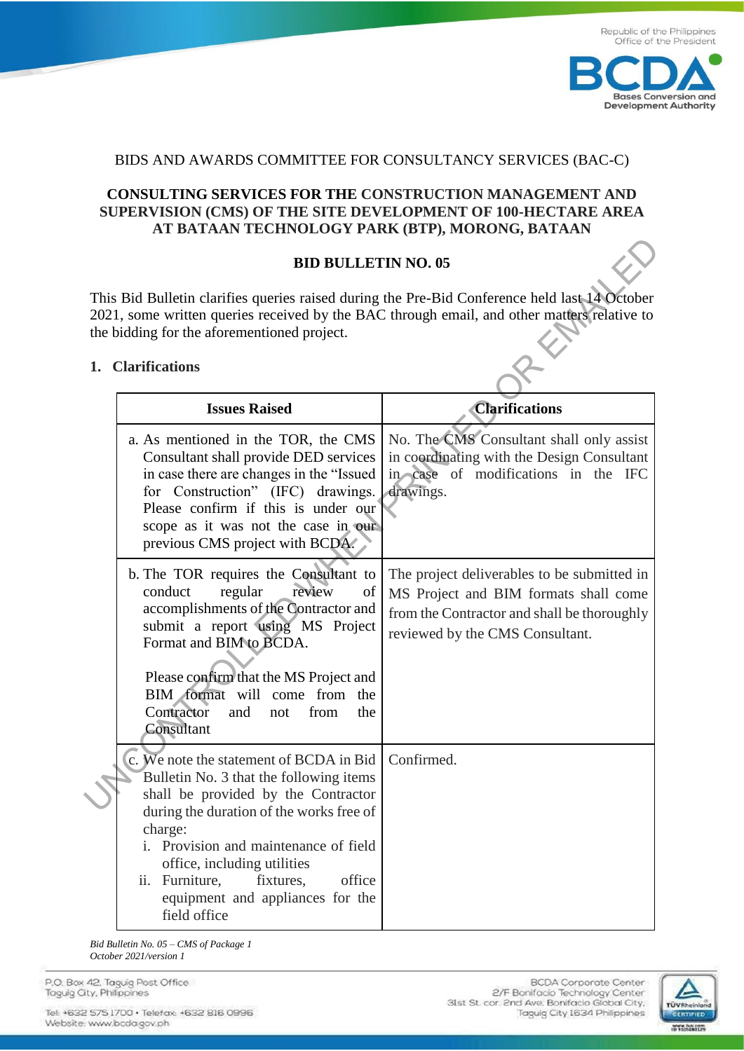BIDS AND AWARDS COMMITTEE FOR CONSULTANCY SERVICES (BAC-C)

**CONSULTING SERVICES FOR THE CONSTRUCTION MANAGEMENT AND SUPERVISION (CMS) OF THE SITE DEVELOPMENT OF 100-HECTARE AREA AT BATAAN TECHNOLOGY PARK (BTP), MORONG, BATAAN**

**BID BULLETIN NO. 05**

This Bid Bulletin clarifies queries raised during the Pre-Bid Conference held last 14 October 2021, some written queries received by the BAC through email, and other matters relative to the bidding for the aforementioned project.

**1. Clarifications**

| Issues Raised | Clarifications |
| --- | --- |
| a. As mentioned in the TOR, the CMS Consultant shall provide DED services in case there are changes in the "Issued for Construction" (IFC) drawings. Please confirm if this is under our scope as it was not the case in our previous CMS project with BCDA. | No. The CMS Consultant shall only assist in coordinating with the Design Consultant in case of modifications in the IFC drawings. |
| b. The TOR requires the Consultant to conduct regular review of accomplishments of the Contractor and submit a report using MS Project Format and BIM to BCDA.<br><br>Please confirm that the MS Project and BIM format will come from the Contractor and not from the Consultant | The project deliverables to be submitted in MS Project and BIM formats shall come from the Contractor and shall be thoroughly reviewed by the CMS Consultant. |
| c. We note the statement of BCDA in Bid Bulletin No. 3 that the following items shall be provided by the Contractor during the duration of the works free of charge:<br>i. Provision and maintenance of field office, including utilities<br>ii. Furniture, fixtures, office equipment and appliances for the field office | Confirmed. |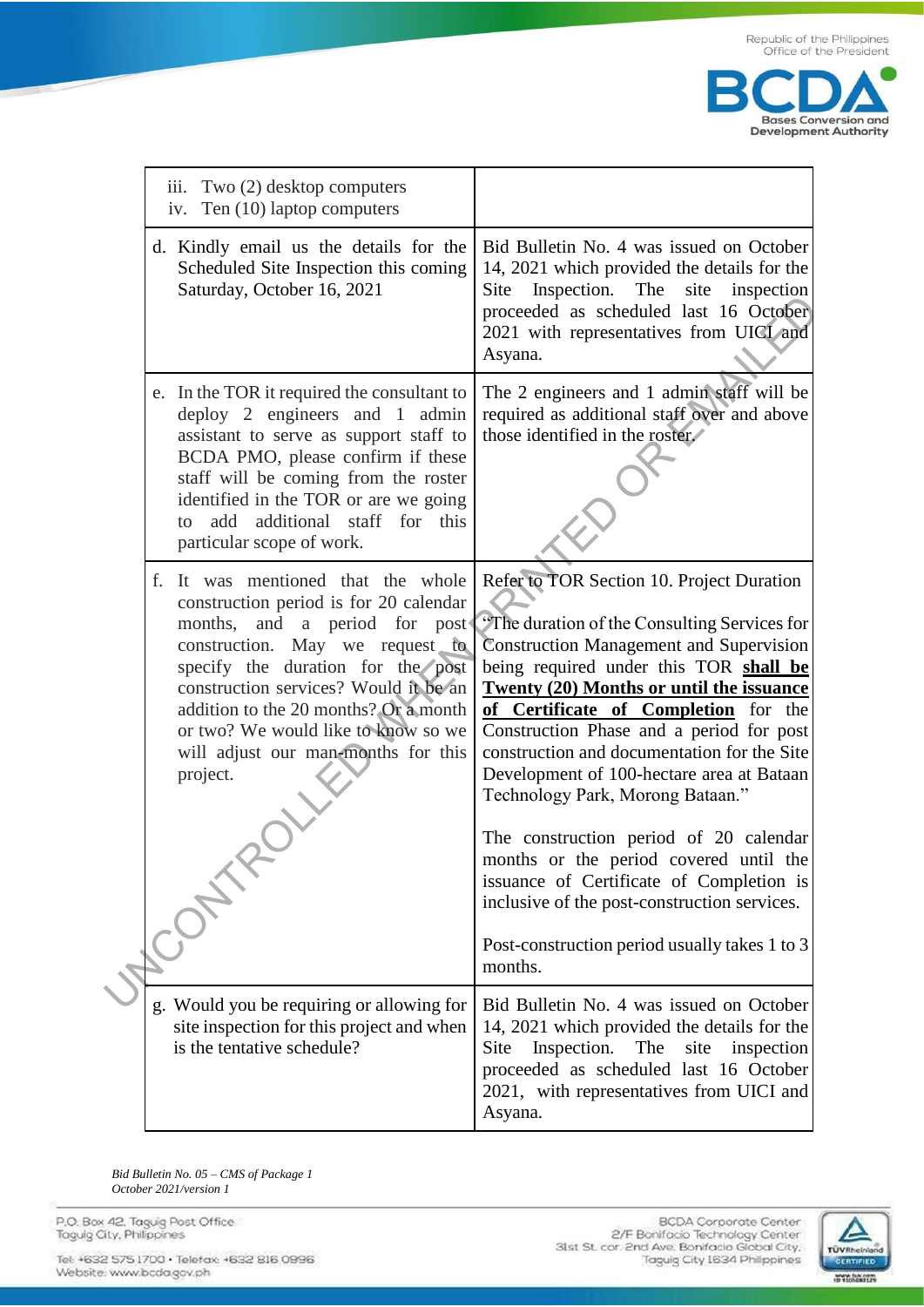| | |
|---|---|
| iii. Two (2) desktop computers<br>iv. Ten (10) laptop computers | |
| d. Kindly email us the details for the Scheduled Site Inspection this coming Saturday, October 16, 2021 | Bid Bulletin No. 4 was issued on October 14, 2021 which provided the details for the Site Inspection. The site inspection proceeded as scheduled last 16 October 2021 with representatives from UICI and Asyana. |
| e. In the TOR it required the consultant to deploy 2 engineers and 1 admin assistant to serve as support staff to BCDA PMO, please confirm if these staff will be coming from the roster identified in the TOR or are we going to add additional staff for this particular scope of work. | The 2 engineers and 1 admin staff will be required as additional staff over and above those identified in the roster. |
| f. It was mentioned that the whole construction period is for 20 calendar months, and a period for post construction. May we request to specify the duration for the post construction services? Would it be an addition to the 20 months? Or a month or two? We would like to know so we will adjust our man-months for this project. | Refer to TOR Section 10. Project Duration<br><br>"The duration of the Consulting Services for Construction Management and Supervision being required under this TOR **shall be Twenty (20) Months or until the issuance of Certificate of Completion** for the Construction Phase and a period for post construction and documentation for the Site Development of 100-hectare area at Bataan Technology Park, Morong Bataan."<br><br>The construction period of 20 calendar months or the period covered until the issuance of Certificate of Completion is inclusive of the post-construction services.<br><br>Post-construction period usually takes 1 to 3 months. |
| g. Would you be requiring or allowing for site inspection for this project and when is the tentative schedule? | Bid Bulletin No. 4 was issued on October 14, 2021 which provided the details for the Site Inspection. The site inspection proceeded as scheduled last 16 October 2021, with representatives from UICI and Asyana. |

*Bid Bulletin No. 05 – CMS of Package 1*
*October 2021/version 1*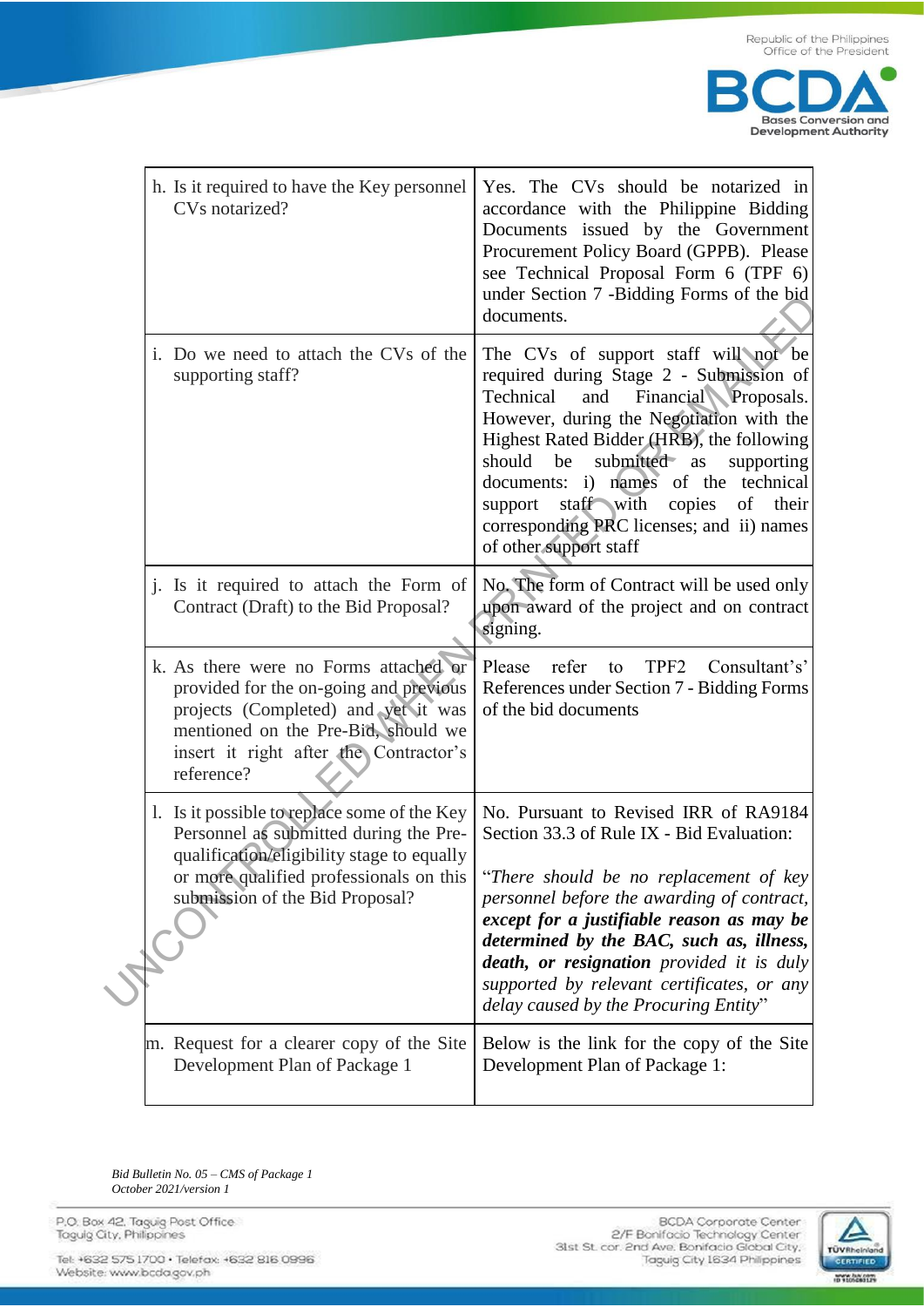| | |
|---|---|
| h. Is it required to have the Key personnel CVs notarized? | Yes. The CVs should be notarized in accordance with the Philippine Bidding Documents issued by the Government Procurement Policy Board (GPPB). Please see Technical Proposal Form 6 (TPF 6) under Section 7 -Bidding Forms of the bid documents. |
| i. Do we need to attach the CVs of the supporting staff? | The CVs of support staff will not be required during Stage 2 - Submission of Technical and Financial Proposals. However, during the Negotiation with the Highest Rated Bidder (HRB), the following should be submitted as supporting documents: i) names of the technical support staff with copies of their corresponding PRC licenses; and ii) names of other support staff |
| j. Is it required to attach the Form of Contract (Draft) to the Bid Proposal? | No. The form of Contract will be used only upon award of the project and on contract signing. |
| k. As there were no Forms attached or provided for the on-going and previous projects (Completed) and yet it was mentioned on the Pre-Bid, should we insert it right after the Contractor's reference? | Please refer to TPF2 Consultant's' References under Section 7 - Bidding Forms of the bid documents |
| l. Is it possible to replace some of the Key Personnel as submitted during the Pre-qualification/eligibility stage to equally or more qualified professionals on this submission of the Bid Proposal? | No. Pursuant to Revised IRR of RA9184 Section 33.3 of Rule IX - Bid Evaluation:<br><br>"*There should be no replacement of key personnel before the awarding of contract,* ***except for a justifiable reason as may be determined by the BAC, such as, illness, death, or resignation*** *provided it is duly supported by relevant certificates, or any delay caused by the Procuring Entity*" |
| m. Request for a clearer copy of the Site Development Plan of Package 1 | Below is the link for the copy of the Site Development Plan of Package 1: |

*Bid Bulletin No. 05 – CMS of Package 1*
*October 2021/version 1*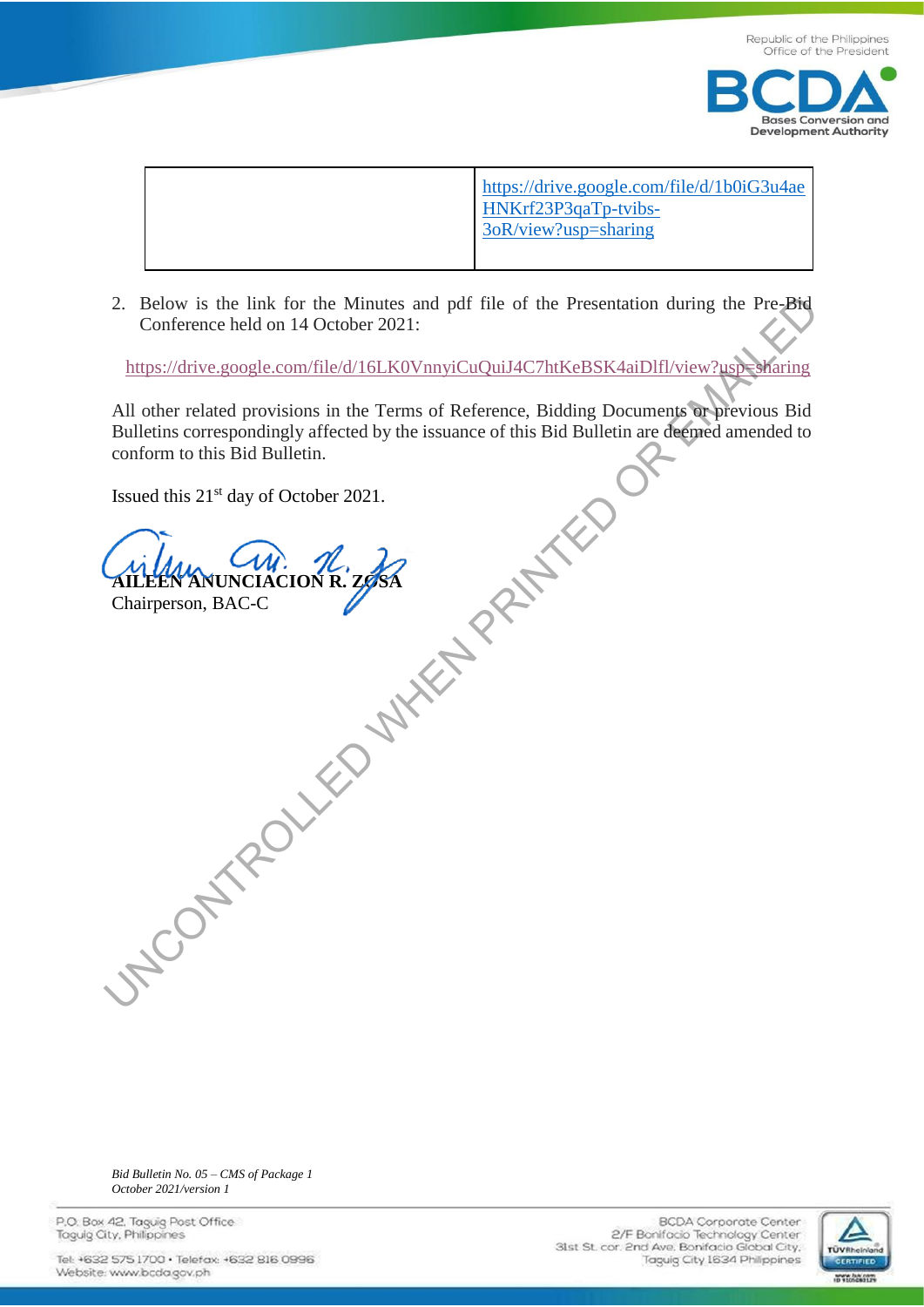| | |
|---|---|
| | https://drive.google.com/file/d/1b0iG3u4aeHNKrf23P3qaTp-tvibs-3oR/view?usp=sharing |

2. Below is the link for the Minutes and pdf file of the Presentation during the Pre-Bid Conference held on 14 October 2021:

   https://drive.google.com/file/d/16LK0VnnyiCuQuiJ4C7htKeBSK4aiDlfl/view?usp=sharing

All other related provisions in the Terms of Reference, Bidding Documents or previous Bid Bulletins correspondingly affected by the issuance of this Bid Bulletin are deemed amended to conform to this Bid Bulletin.

Issued this 21st day of October 2021.

**AILEEN ANUNCIACION R. ZOSA**
Chairperson, BAC-C

*Bid Bulletin No. 05 – CMS of Package 1*
*October 2021/version 1*